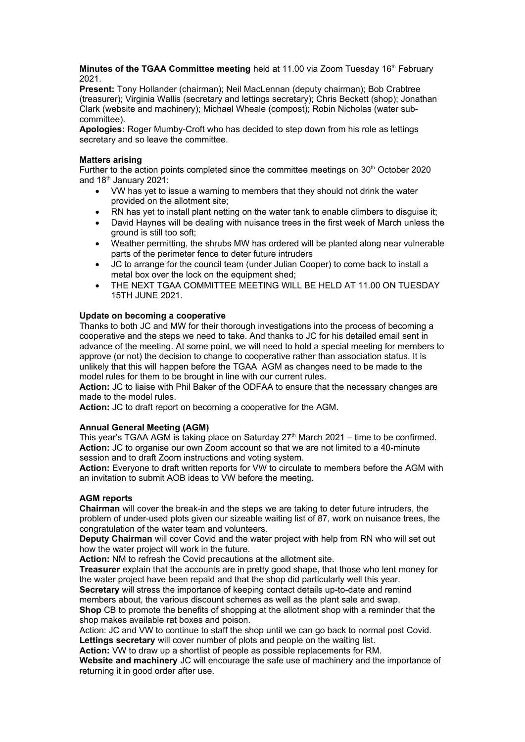**Minutes of the TGAA Committee meeting** held at 11.00 via Zoom Tuesday 16th February 2021.

**Present:** Tony Hollander (chairman); Neil MacLennan (deputy chairman); Bob Crabtree (treasurer); Virginia Wallis (secretary and lettings secretary); Chris Beckett (shop); Jonathan Clark (website and machinery); Michael Wheale (compost); Robin Nicholas (water sub-committee).

**Apologies:** Roger Mumby-Croft who has decided to step down from his role as lettings secretary and so leave the committee.

**Matters arising**

Further to the action points completed since the committee meetings on 30th October 2020 and 18th January 2021:

- VW has yet to issue a warning to members that they should not drink the water provided on the allotment site;
- RN has yet to install plant netting on the water tank to enable climbers to disguise it;
- David Haynes will be dealing with nuisance trees in the first week of March unless the ground is still too soft;
- Weather permitting, the shrubs MW has ordered will be planted along near vulnerable parts of the perimeter fence to deter future intruders
- JC to arrange for the council team (under Julian Cooper) to come back to install a metal box over the lock on the equipment shed;
- THE NEXT TGAA COMMITTEE MEETING WILL BE HELD AT 11.00 ON TUESDAY 15TH JUNE 2021.

**Update on becoming a cooperative**

Thanks to both JC and MW for their thorough investigations into the process of becoming a cooperative and the steps we need to take. And thanks to JC for his detailed email sent in advance of the meeting. At some point, we will need to hold a special meeting for members to approve (or not) the decision to change to cooperative rather than association status. It is unlikely that this will happen before the TGAA AGM as changes need to be made to the model rules for them to be brought in line with our current rules.

**Action:** JC to liaise with Phil Baker of the ODFAA to ensure that the necessary changes are made to the model rules.

**Action:** JC to draft report on becoming a cooperative for the AGM.

**Annual General Meeting (AGM)**

This year's TGAA AGM is taking place on Saturday 27th March 2021 – time to be confirmed.

**Action:** JC to organise our own Zoom account so that we are not limited to a 40-minute session and to draft Zoom instructions and voting system.

**Action:** Everyone to draft written reports for VW to circulate to members before the AGM with an invitation to submit AOB ideas to VW before the meeting.

**AGM reports**

**Chairman** will cover the break-in and the steps we are taking to deter future intruders, the problem of under-used plots given our sizeable waiting list of 87, work on nuisance trees, the congratulation of the water team and volunteers.

**Deputy Chairman** will cover Covid and the water project with help from RN who will set out how the water project will work in the future.

**Action:** NM to refresh the Covid precautions at the allotment site.

**Treasurer** explain that the accounts are in pretty good shape, that those who lent money for the water project have been repaid and that the shop did particularly well this year.

**Secretary** will stress the importance of keeping contact details up-to-date and remind members about, the various discount schemes as well as the plant sale and swap.

**Shop** CB to promote the benefits of shopping at the allotment shop with a reminder that the shop makes available rat boxes and poison.

Action: JC and VW to continue to staff the shop until we can go back to normal post Covid.

**Lettings secretary** will cover number of plots and people on the waiting list.

**Action:** VW to draw up a shortlist of people as possible replacements for RM.

**Website and machinery** JC will encourage the safe use of machinery and the importance of returning it in good order after use.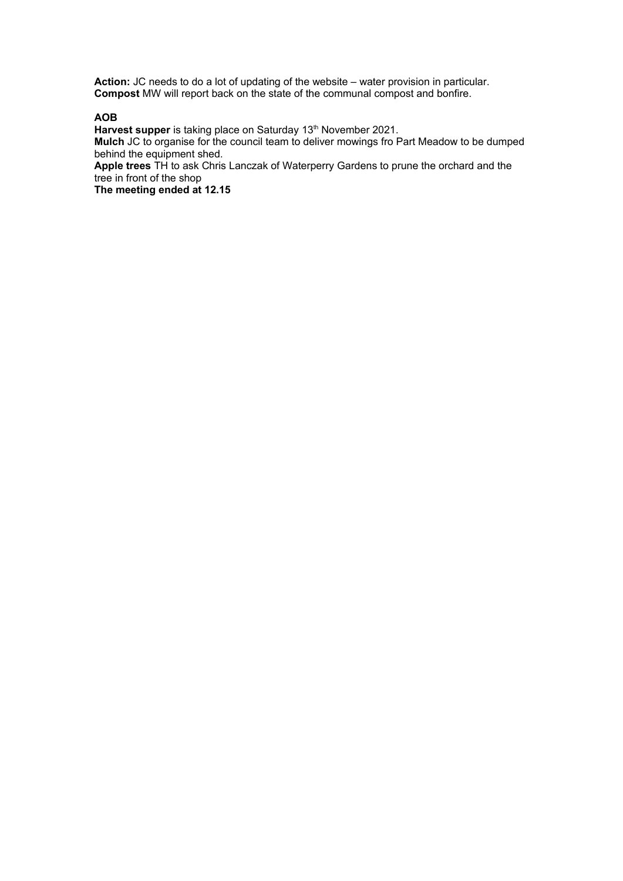**Action:** JC needs to do a lot of updating of the website – water provision in particular.
**Compost** MW will report back on the state of the communal compost and bonfire.

**AOB**

**Harvest supper** is taking place on Saturday 13th November 2021.
**Mulch** JC to organise for the council team to deliver mowings fro Part Meadow to be dumped behind the equipment shed.
**Apple trees** TH to ask Chris Lanczak of Waterperry Gardens to prune the orchard and the tree in front of the shop
**The meeting ended at 12.15**